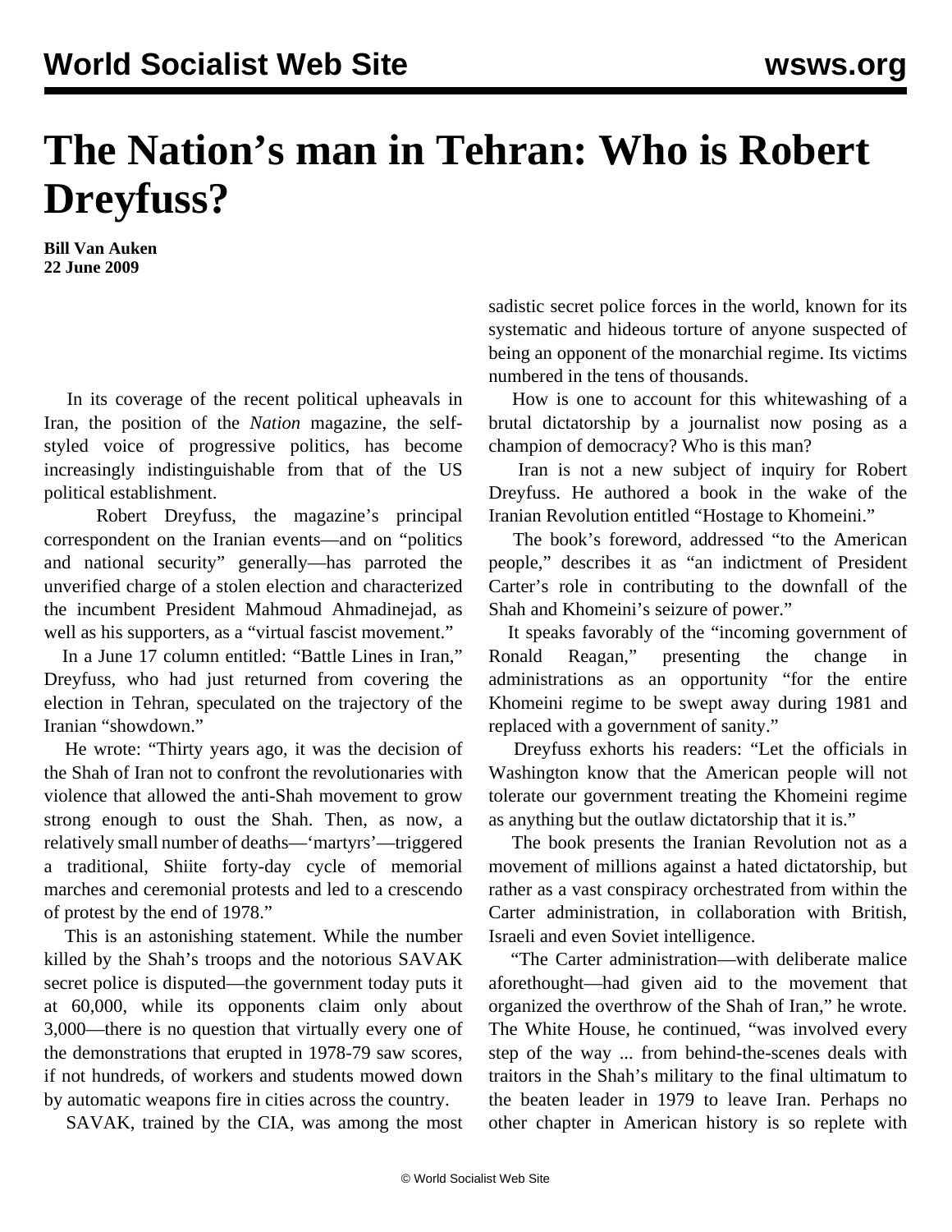# The Nation's man in Tehran: Who is Robert Dreyfuss?

**Bill Van Auken**
**22 June 2009**

In its coverage of the recent political upheavals in Iran, the position of the *Nation* magazine, the self-styled voice of progressive politics, has become increasingly indistinguishable from that of the US political establishment.

Robert Dreyfuss, the magazine's principal correspondent on the Iranian events—and on "politics and national security" generally—has parroted the unverified charge of a stolen election and characterized the incumbent President Mahmoud Ahmadinejad, as well as his supporters, as a "virtual fascist movement."

In a June 17 column entitled: "Battle Lines in Iran," Dreyfuss, who had just returned from covering the election in Tehran, speculated on the trajectory of the Iranian "showdown."

He wrote: "Thirty years ago, it was the decision of the Shah of Iran not to confront the revolutionaries with violence that allowed the anti-Shah movement to grow strong enough to oust the Shah. Then, as now, a relatively small number of deaths—'martyrs'—triggered a traditional, Shiite forty-day cycle of memorial marches and ceremonial protests and led to a crescendo of protest by the end of 1978."

This is an astonishing statement. While the number killed by the Shah's troops and the notorious SAVAK secret police is disputed—the government today puts it at 60,000, while its opponents claim only about 3,000—there is no question that virtually every one of the demonstrations that erupted in 1978-79 saw scores, if not hundreds, of workers and students mowed down by automatic weapons fire in cities across the country.

SAVAK, trained by the CIA, was among the most sadistic secret police forces in the world, known for its systematic and hideous torture of anyone suspected of being an opponent of the monarchial regime. Its victims numbered in the tens of thousands.

How is one to account for this whitewashing of a brutal dictatorship by a journalist now posing as a champion of democracy? Who is this man?

Iran is not a new subject of inquiry for Robert Dreyfuss. He authored a book in the wake of the Iranian Revolution entitled "Hostage to Khomeini."

The book's foreword, addressed "to the American people," describes it as "an indictment of President Carter's role in contributing to the downfall of the Shah and Khomeini's seizure of power."

It speaks favorably of the "incoming government of Ronald Reagan," presenting the change in administrations as an opportunity "for the entire Khomeini regime to be swept away during 1981 and replaced with a government of sanity."

Dreyfuss exhorts his readers: "Let the officials in Washington know that the American people will not tolerate our government treating the Khomeini regime as anything but the outlaw dictatorship that it is."

The book presents the Iranian Revolution not as a movement of millions against a hated dictatorship, but rather as a vast conspiracy orchestrated from within the Carter administration, in collaboration with British, Israeli and even Soviet intelligence.

"The Carter administration—with deliberate malice aforethought—had given aid to the movement that organized the overthrow of the Shah of Iran," he wrote. The White House, he continued, "was involved every step of the way ... from behind-the-scenes deals with traitors in the Shah's military to the final ultimatum to the beaten leader in 1979 to leave Iran. Perhaps no other chapter in American history is so replete with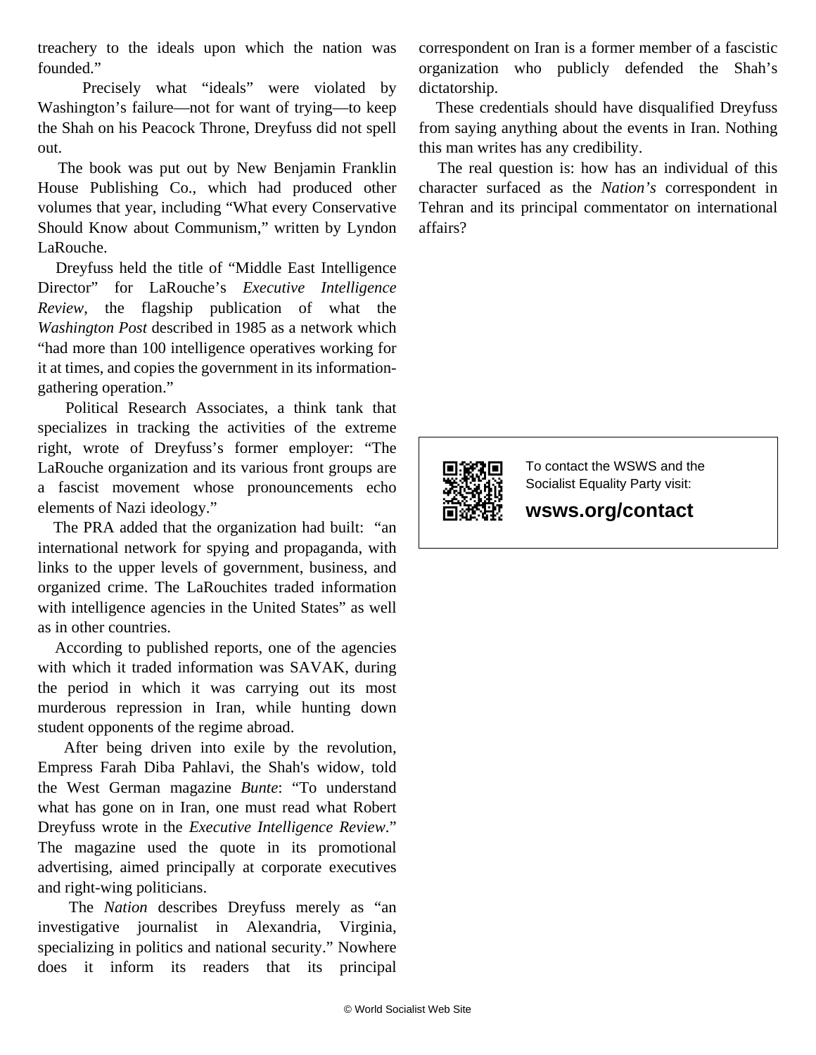treachery to the ideals upon which the nation was founded."

Precisely what "ideals" were violated by Washington's failure—not for want of trying—to keep the Shah on his Peacock Throne, Dreyfuss did not spell out.

The book was put out by New Benjamin Franklin House Publishing Co., which had produced other volumes that year, including "What every Conservative Should Know about Communism," written by Lyndon LaRouche.

Dreyfuss held the title of "Middle East Intelligence Director" for LaRouche's *Executive Intelligence Review*, the flagship publication of what the *Washington Post* described in 1985 as a network which "had more than 100 intelligence operatives working for it at times, and copies the government in its information-gathering operation."

Political Research Associates, a think tank that specializes in tracking the activities of the extreme right, wrote of Dreyfuss's former employer: "The LaRouche organization and its various front groups are a fascist movement whose pronouncements echo elements of Nazi ideology."

The PRA added that the organization had built: "an international network for spying and propaganda, with links to the upper levels of government, business, and organized crime. The LaRouchites traded information with intelligence agencies in the United States" as well as in other countries.

According to published reports, one of the agencies with which it traded information was SAVAK, during the period in which it was carrying out its most murderous repression in Iran, while hunting down student opponents of the regime abroad.

After being driven into exile by the revolution, Empress Farah Diba Pahlavi, the Shah's widow, told the West German magazine *Bunte*: "To understand what has gone on in Iran, one must read what Robert Dreyfuss wrote in the *Executive Intelligence Review*." The magazine used the quote in its promotional advertising, aimed principally at corporate executives and right-wing politicians.

The *Nation* describes Dreyfuss merely as "an investigative journalist in Alexandria, Virginia, specializing in politics and national security." Nowhere does it inform its readers that its principal correspondent on Iran is a former member of a fascistic organization who publicly defended the Shah's dictatorship.

These credentials should have disqualified Dreyfuss from saying anything about the events in Iran. Nothing this man writes has any credibility.

The real question is: how has an individual of this character surfaced as the *Nation's* correspondent in Tehran and its principal commentator on international affairs?

To contact the WSWS and the Socialist Equality Party visit:

**wsws.org/contact**